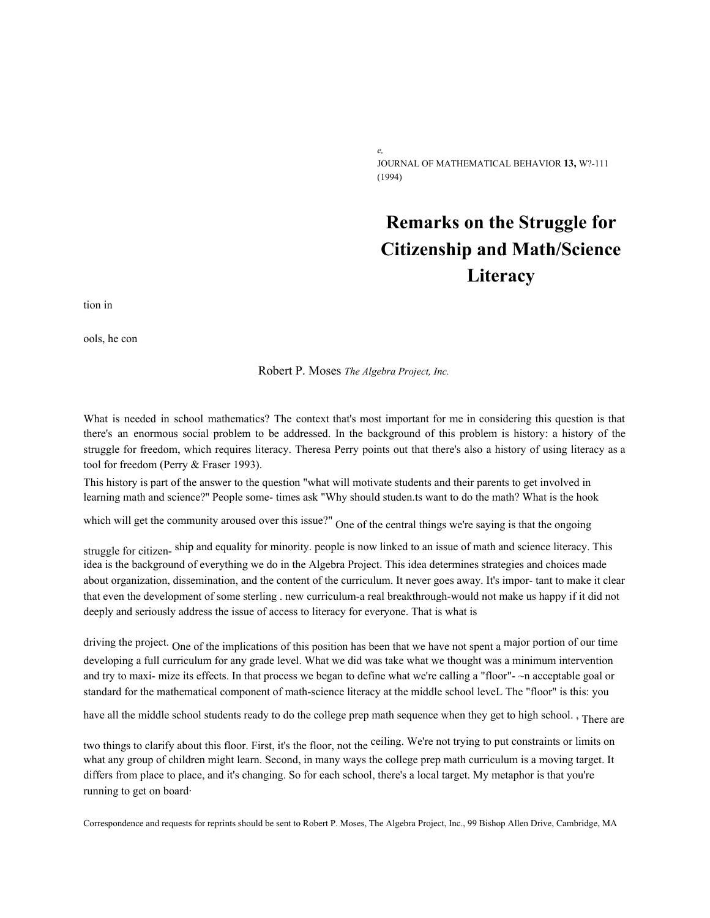# Remarks on the Struggle for Citizenship and Math/Science Literacy

tion in

ools, he con

Robert P. Moses *The Algebra Project, Inc.*

What is needed in school mathematics? The context that's most important for me in considering this question is that there's an enormous social problem to be addressed. In the background of this problem is history: a history of the struggle for freedom, which requires literacy. Theresa Perry points out that there's also a history of using literacy as a tool for freedom (Perry & Fraser 1993).

This history is part of the answer to the question "what will motivate students and their parents to get involved in learning math and science?" People some- times ask "Why should studen.ts want to do the math? What is the hook which will get the community aroused over this issue?" One of the central things we're saying is that the ongoing struggle for citizen- ship and equality for minority. people is now linked to an issue of math and science literacy. This idea is the background of everything we do in the Algebra Project. This idea determines strategies and choices made about organization, dissemination, and the content of the curriculum. It never goes away. It's impor- tant to make it clear that even the development of some sterling . new curriculum-a real breakthrough-would not make us happy if it did not deeply and seriously address the issue of access to literacy for everyone. That is what is driving the project. One of the implications of this position has been that we have not spent a major portion of our time developing a full curriculum for any grade level. What we did was take what we thought was a minimum intervention and try to maxi- mize its effects. In that process we began to define what we're calling a "floor"- ~n acceptable goal or standard for the mathematical component of math-science literacy at the middle school leveL The "floor" is this: you have all the middle school students ready to do the college prep math sequence when they get to high school. , There are two things to clarify about this floor. First, it's the floor, not the ceiling. We're not trying to put constraints or limits on what any group of children might learn. Second, in many ways the college prep math curriculum is a moving target. It differs from place to place, and it's changing. So for each school, there's a local target. My metaphor is that you're running to get on board·

Correspondence and requests for reprints should be sent to Robert P. Moses, The Algebra Project, Inc., 99 Bishop Allen Drive, Cambridge, MA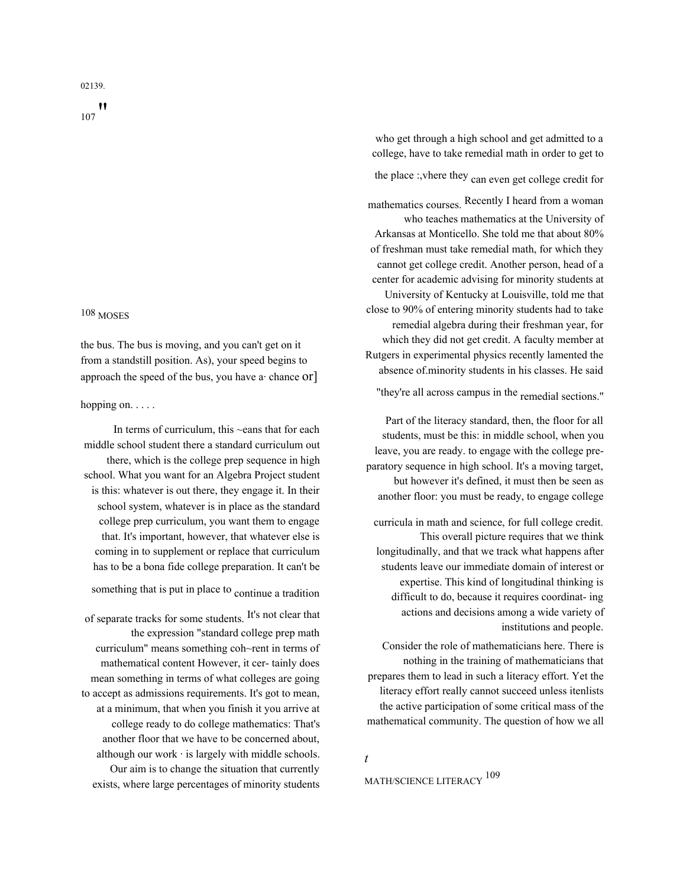the bus. The bus is moving, and you can't get on it from a standstill position. As), your speed begins to approach the speed of the bus, you have a· chance or] hopping on. . . . .

In terms of curriculum, this ~eans that for each middle school student there a standard curriculum out there, which is the college prep sequence in high school. What you want for an Algebra Project student is this: whatever is out there, they engage it. In their school system, whatever is in place as the standard college prep curriculum, you want them to engage that. It's important, however, that whatever else is coming in to supplement or replace that curriculum has to be a bona fide college preparation. It can't be something that is put in place to continue a tradition of separate tracks for some students. It's not clear that the expression "standard college prep math curriculum" means something coh~rent in terms of mathematical content However, it cer- tainly does mean something in terms of what colleges are going to accept as admissions requirements. It's got to mean, at a minimum, that when you finish it you arrive at college ready to do college mathematics: That's another floor that we have to be concerned about, although our work · is largely with middle schools. Our aim is to change the situation that currently exists, where large percentages of minority students who get through a high school and get admitted to a college, have to take remedial math in order to get to the place :,vhere they can even get college credit for mathematics courses. Recently I heard from a woman who teaches mathematics at the University of Arkansas at Monticello. She told me that about 80% of freshman must take remedial math, for which they cannot get college credit. Another person, head of a center for academic advising for minority students at University of Kentucky at Louisville, told me that close to 90% of entering minority students had to take remedial algebra during their freshman year, for which they did not get credit. A faculty member at Rutgers in experimental physics recently lamented the absence of.minority students in his classes. He said "they're all across campus in the remedial sections."

Part of the literacy standard, then, the floor for all students, must be this: in middle school, when you leave, you are ready. to engage with the college pre- paratory sequence in high school. It's a moving target, but however it's defined, it must then be seen as another floor: you must be ready, to engage college curricula in math and science, for full college credit. This overall picture requires that we think longitudinally, and that we track what happens after students leave our immediate domain of interest or expertise. This kind of longitudinal thinking is difficult to do, because it requires coordinat- ing actions and decisions among a wide variety of institutions and people.

Consider the role of mathematicians here. There is nothing in the training of mathematicians that prepares them to lead in such a literacy effort. Yet the literacy effort really cannot succeed unless itenlists the active participation of some critical mass of the mathematical community. The question of how we all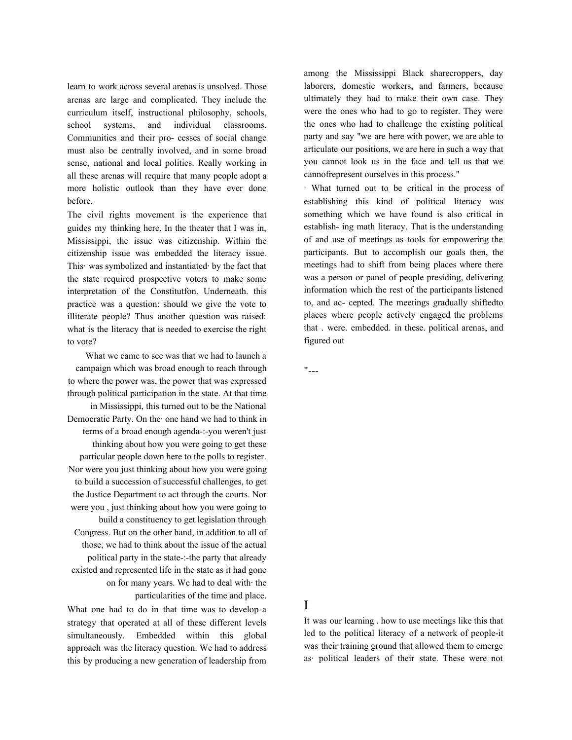learn to work across several arenas is unsolved. Those arenas are large and complicated. They include the curriculum itself, instructional philosophy, schools, school systems, and individual classrooms. Communities and their pro- cesses of social change must also be centrally involved, and in some broad sense, national and local politics. Really working in all these arenas will require that many people adopt a more holistic outlook than they have ever done before.

The civil rights movement is the experience that guides my thinking here. In the theater that I was in, Mississippi, the issue was citizenship. Within the citizenship issue was embedded the literacy issue. This· was symbolized and instantiated· by the fact that the state required prospective voters to make some interpretation of the Constitutfon. Underneath. this practice was a question: should we give the vote to illiterate people? Thus another question was raised: what is the literacy that is needed to exercise the right to vote?

What we came to see was that we had to launch a campaign which was broad enough to reach through to where the power was, the power that was expressed through political participation in the state. At that time in Mississippi, this turned out to be the National Democratic Party. On the· one hand we had to think in terms of a broad enough agenda-:-you weren't just thinking about how you were going to get these particular people down here to the polls to register. Nor were you just thinking about how you were going to build a succession of successful challenges, to get the Justice Department to act through the courts. Nor were you , just thinking about how you were going to build a constituency to get legislation through Congress. But on the other hand, in addition to all of those, we had to think about the issue of the actual political party in the state-:-the party that already existed and represented life in the state as it had gone on for many years. We had to deal with· the particularities of the time and place.

What one had to do in that time was to develop a strategy that operated at all of these different levels simultaneously. Embedded within this global approach was the literacy question. We had to address this by producing a new generation of leadership from among the Mississippi Black sharecroppers, day laborers, domestic workers, and farmers, because ultimately they had to make their own case. They were the ones who had to go to register. They were the ones who had to challenge the existing political party and say "we are here with power, we are able to articulate our positions, we are here in such a way that you cannot look us in the face and tell us that we cannofrepresent ourselves in this process."

· What turned out to be critical in the process of establishing this kind of political literacy was something which we have found is also critical in establish- ing math literacy. That is the understanding of and use of meetings as tools for empowering the participants. But to accomplish our goals then, the meetings had to shift from being places where there was a person or panel of people presiding, delivering information which the rest of the participants listened to, and ac- cepted. The meetings gradually shiftedto places where people actively engaged the problems that . were. embedded. in these. political arenas, and figured out

"---

I

It was our learning . how to use meetings like this that led to the political literacy of a network of people-it was their training ground that allowed them to emerge as· political leaders of their state. These were not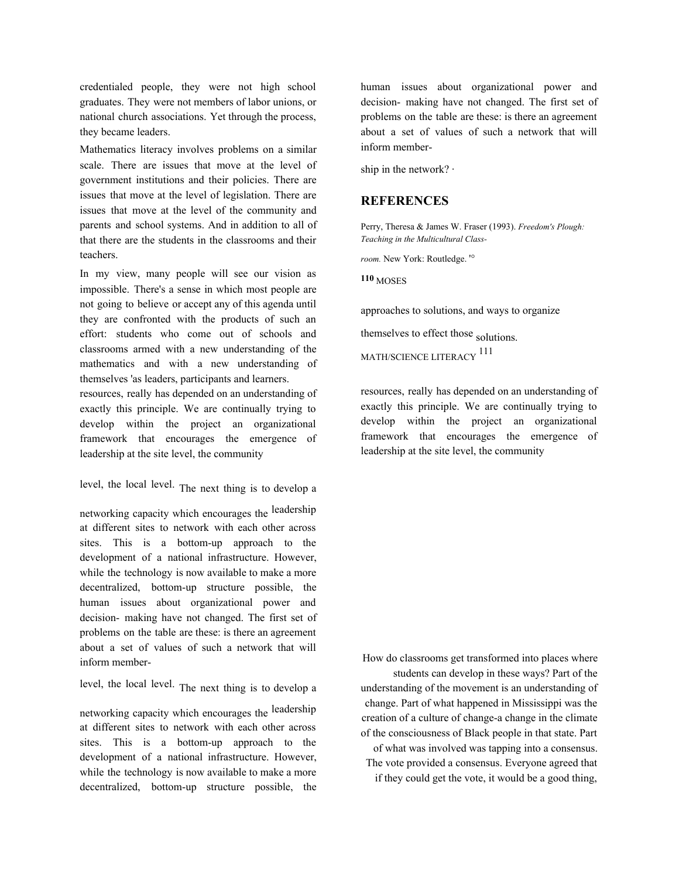credentialed people, they were not high school graduates. They were not members of labor unions, or national church associations. Yet through the process, they became leaders.

Mathematics literacy involves problems on a similar scale. There are issues that move at the level of government institutions and their policies. There are issues that move at the level of legislation. There are issues that move at the level of the community and parents and school systems. And in addition to all of that there are the students in the classrooms and their teachers.

In my view, many people will see our vision as impossible. There's a sense in which most people are not going to believe or accept any of this agenda until they are confronted with the products of such an effort: students who come out of schools and classrooms armed with a new understanding of the mathematics and with a new understanding of themselves 'as leaders, participants and learners.

resources, really has depended on an understanding of exactly this principle. We are continually trying to develop within the project an organizational framework that encourages the emergence of leadership at the site level, the community

level, the local level. The next thing is to develop a

networking capacity which encourages the leadership at different sites to network with each other across sites. This is a bottom-up approach to the development of a national infrastructure. However, while the technology is now available to make a more decentralized, bottom-up structure possible, the human issues about organizational power and decision- making have not changed. The first set of problems on the table are these: is there an agreement about a set of values of such a network that will inform member-

level, the local level. The next thing is to develop a

networking capacity which encourages the leadership at different sites to network with each other across sites. This is a bottom-up approach to the development of a national infrastructure. However, while the technology is now available to make a more decentralized, bottom-up structure possible, the human issues about organizational power and decision- making have not changed. The first set of problems on the table are these: is there an agreement about a set of values of such a network that will inform member-

ship in the network? ·

## REFERENCES

Perry, Theresa & James W. Fraser (1993). *Freedom's Plough: Teaching in the Multicultural Class-*

*room.* New York: Routledge. '°

approaches to solutions, and ways to organize

themselves to effect those solutions.

resources, really has depended on an understanding of exactly this principle. We are continually trying to develop within the project an organizational framework that encourages the emergence of leadership at the site level, the community

How do classrooms get transformed into places where students can develop in these ways? Part of the understanding of the movement is an understanding of change. Part of what happened in Mississippi was the creation of a culture of change-a change in the climate of the consciousness of Black people in that state. Part of what was involved was tapping into a consensus. The vote provided a consensus. Everyone agreed that if they could get the vote, it would be a good thing,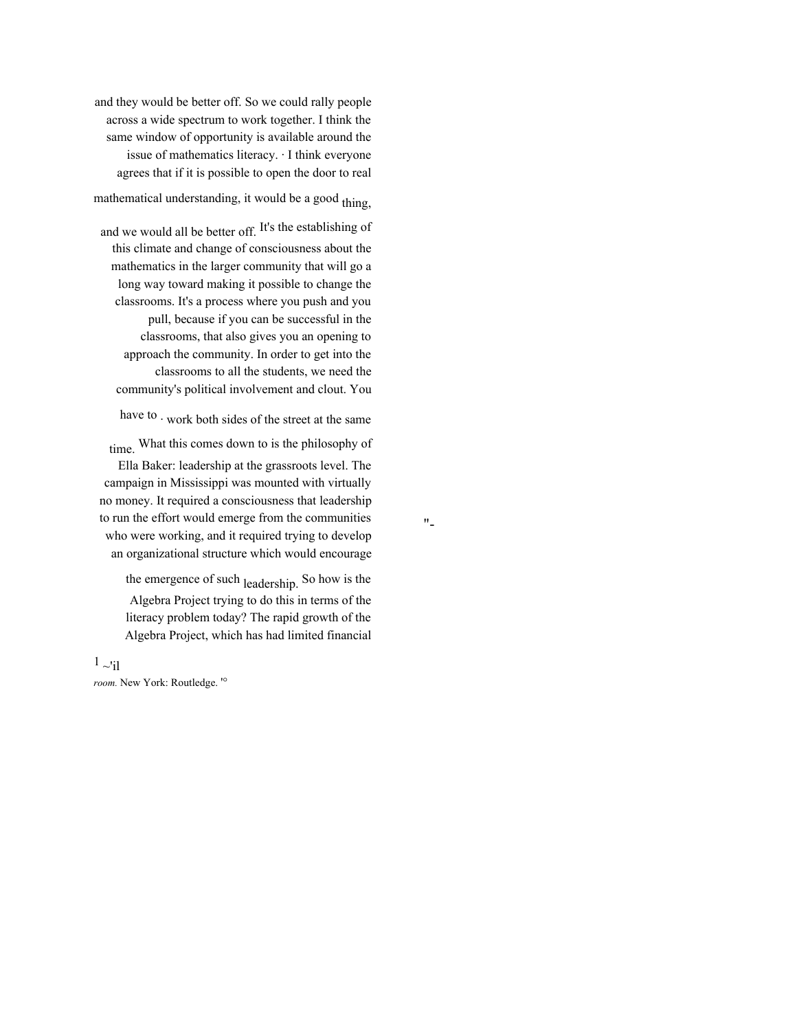and they would be better off. So we could rally people across a wide spectrum to work together. I think the same window of opportunity is available around the issue of mathematics literacy. · I think everyone agrees that if it is possible to open the door to real mathematical understanding, it would be a good thing, and we would all be better off. It's the establishing of this climate and change of consciousness about the mathematics in the larger community that will go a long way toward making it possible to change the classrooms. It's a process where you push and you pull, because if you can be successful in the classrooms, that also gives you an opening to approach the community. In order to get into the classrooms to all the students, we need the community's political involvement and clout. You have to · work both sides of the street at the same time. What this comes down to is the philosophy of Ella Baker: leadership at the grassroots level. The campaign in Mississippi was mounted with virtually no money. It required a consciousness that leadership to run the effort would emerge from the communities who were working, and it required trying to develop an organizational structure which would encourage the emergence of such leadership. So how is the Algebra Project trying to do this in terms of the literacy problem today? The rapid growth of the Algebra Project, which has had limited financial

*room.* New York: Routledge.